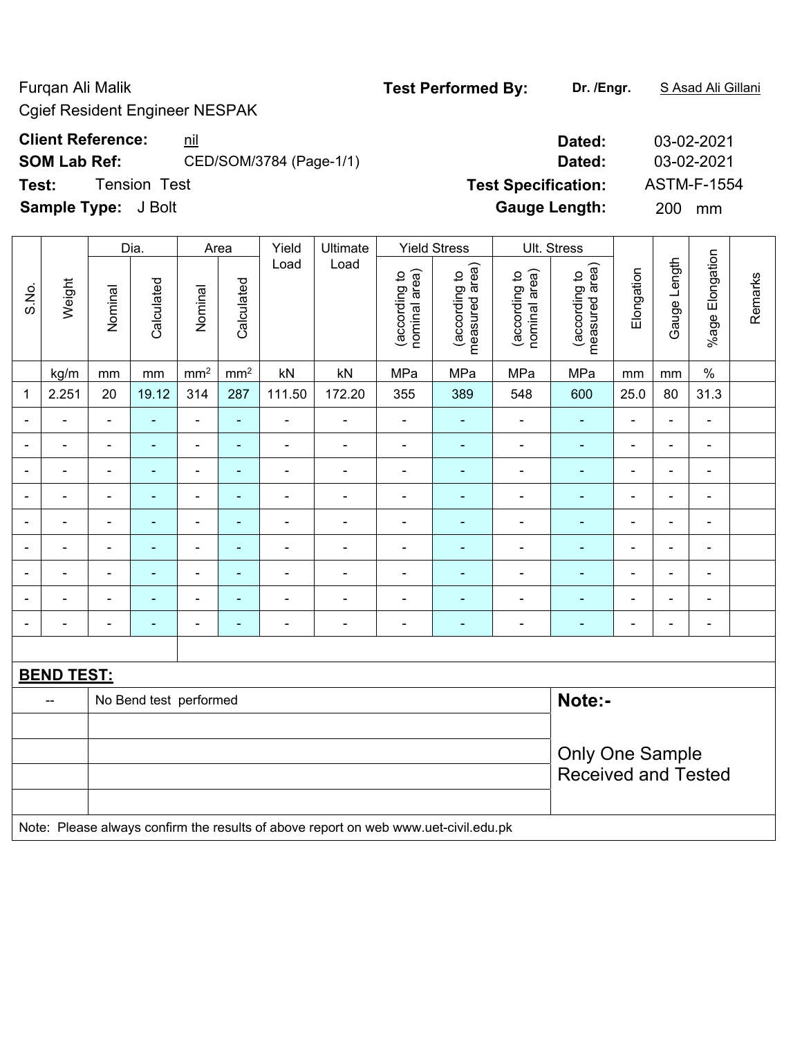Furqan Ali Malik
Cgief Resident Engineer NESPAK

**Test Performed By:** **Dr. /Engr.** S Asad Ali Gillani

**Client Reference:** nil **Dated:** 03-02-2021

**SOM Lab Ref:** CED/SOM/3784 (Page-1/1) **Dated:** 03-02-2021

**Test:** Tension Test **Test Specification:** ASTM-F-1554

**Sample Type:** J Bolt **Gauge Length:** 200 mm

| S.No. | Weight | Dia. | | Area | | Yield Load | Ultimate Load | Yield Stress | | Ult. Stress | | Elongation | Gauge Length | %age Elongation | Remarks |
|---|---|---|---|---|---|---|---|---|---|---|---|---|---|---|---|
| | | Nominal | Calculated | Nominal | Calculated | | | (according to nominal area) | (according to measured area) | (according to nominal area) | (according to measured area) | | | | |
| | kg/m | mm | mm | mm² | mm² | kN | kN | MPa | MPa | MPa | MPa | mm | mm | % | |
| 1 | 2.251 | 20 | 19.12 | 314 | 287 | 111.50 | 172.20 | 355 | 389 | 548 | 600 | 25.0 | 80 | 31.3 | |
| - | - | - | - | - | - | - | - | - | - | - | - | - | - | - | |
| - | - | - | - | - | - | - | - | - | - | - | - | - | - | - | |
| - | - | - | - | - | - | - | - | - | - | - | - | - | - | - | |
| - | - | - | - | - | - | - | - | - | - | - | - | - | - | - | |
| - | - | - | - | - | - | - | - | - | - | - | - | - | - | - | |
| - | - | - | - | - | - | - | - | - | - | - | - | - | - | - | |
| - | - | - | - | - | - | - | - | - | - | - | - | - | - | - | |
| - | - | - | - | - | - | - | - | - | - | - | - | - | - | - | |
| - | - | - | - | - | - | - | - | - | - | - | - | - | - | - | |

**BEND TEST:**

| -- | No Bend test performed |
|---|---|

**Note:-**

Only One Sample Received and Tested

Note: Please always confirm the results of above report on web www.uet-civil.edu.pk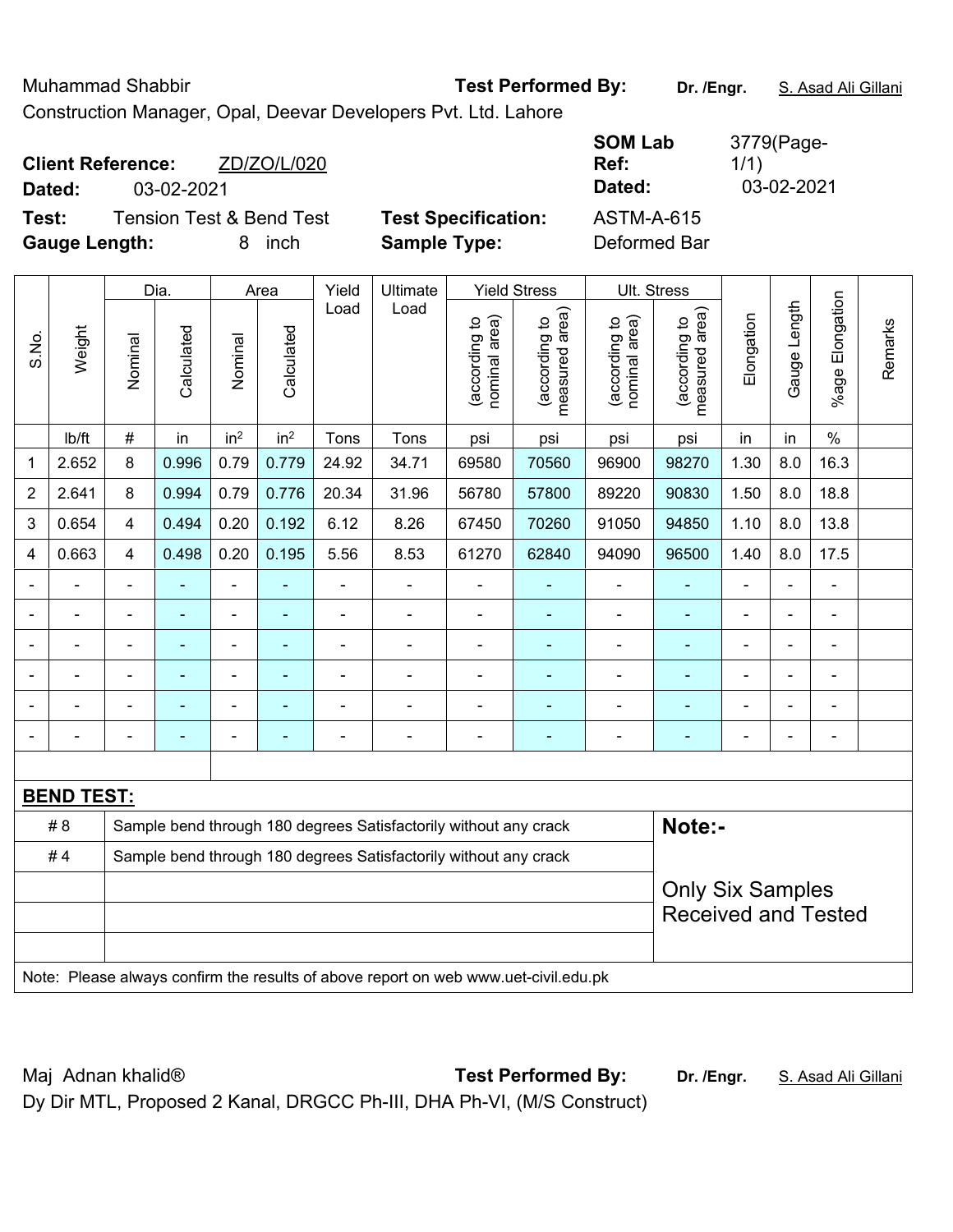Muhammad Shabbir **Test Performed By:** **Dr. /Engr.** S. Asad Ali Gillani

Construction Manager, Opal, Deevar Developers Pvt. Ltd. Lahore

**Client Reference:** ZD/ZO/L/020 **SOM Lab Ref:** 3779(Page-1/1)

**Dated:** 03-02-2021 **Dated:** 03-02-2021

**Test:** Tension Test & Bend Test **Test Specification:** ASTM-A-615

**Gauge Length:** 8 inch **Sample Type:** Deformed Bar

| S.No. | Weight | Dia. | | Area | | Yield Load | Ultimate Load | Yield Stress | | Ult. Stress | | Elongation | Gauge Length | %age Elongation | Remarks |
|---|---|---|---|---|---|---|---|---|---|---|---|---|---|---|---|
| | | Nominal | Calculated | Nominal | Calculated | | | (according to nominal area) | (according to measured area) | (according to nominal area) | (according to measured area) | | | | |
| | lb/ft | # | in | in² | in² | Tons | Tons | psi | psi | psi | psi | in | in | % | |
| 1 | 2.652 | 8 | 0.996 | 0.79 | 0.779 | 24.92 | 34.71 | 69580 | 70560 | 96900 | 98270 | 1.30 | 8.0 | 16.3 | |
| 2 | 2.641 | 8 | 0.994 | 0.79 | 0.776 | 20.34 | 31.96 | 56780 | 57800 | 89220 | 90830 | 1.50 | 8.0 | 18.8 | |
| 3 | 0.654 | 4 | 0.494 | 0.20 | 0.192 | 6.12 | 8.26 | 67450 | 70260 | 91050 | 94850 | 1.10 | 8.0 | 13.8 | |
| 4 | 0.663 | 4 | 0.498 | 0.20 | 0.195 | 5.56 | 8.53 | 61270 | 62840 | 94090 | 96500 | 1.40 | 8.0 | 17.5 | |
| - | - | - | - | - | - | - | - | - | - | - | - | - | - | - | |
| - | - | - | - | - | - | - | - | - | - | - | - | - | - | - | |
| - | - | - | - | - | - | - | - | - | - | - | - | - | - | - | |
| - | - | - | - | - | - | - | - | - | - | - | - | - | - | - | |
| - | - | - | - | - | - | - | - | - | - | - | - | - | - | - | |
| - | - | - | - | - | - | - | - | - | - | - | - | - | - | - | |

**BEND TEST:**

| | | |
|---|---|---|
| # 8 | Sample bend through 180 degrees Satisfactorily without any crack | **Note:-** |
| # 4 | Sample bend through 180 degrees Satisfactorily without any crack | Only Six Samples Received and Tested |

Note: Please always confirm the results of above report on web www.uet-civil.edu.pk

Maj Adnan khalid® **Test Performed By:** **Dr. /Engr.** S. Asad Ali Gillani

Dy Dir MTL, Proposed 2 Kanal, DRGCC Ph-III, DHA Ph-VI, (M/S Construct)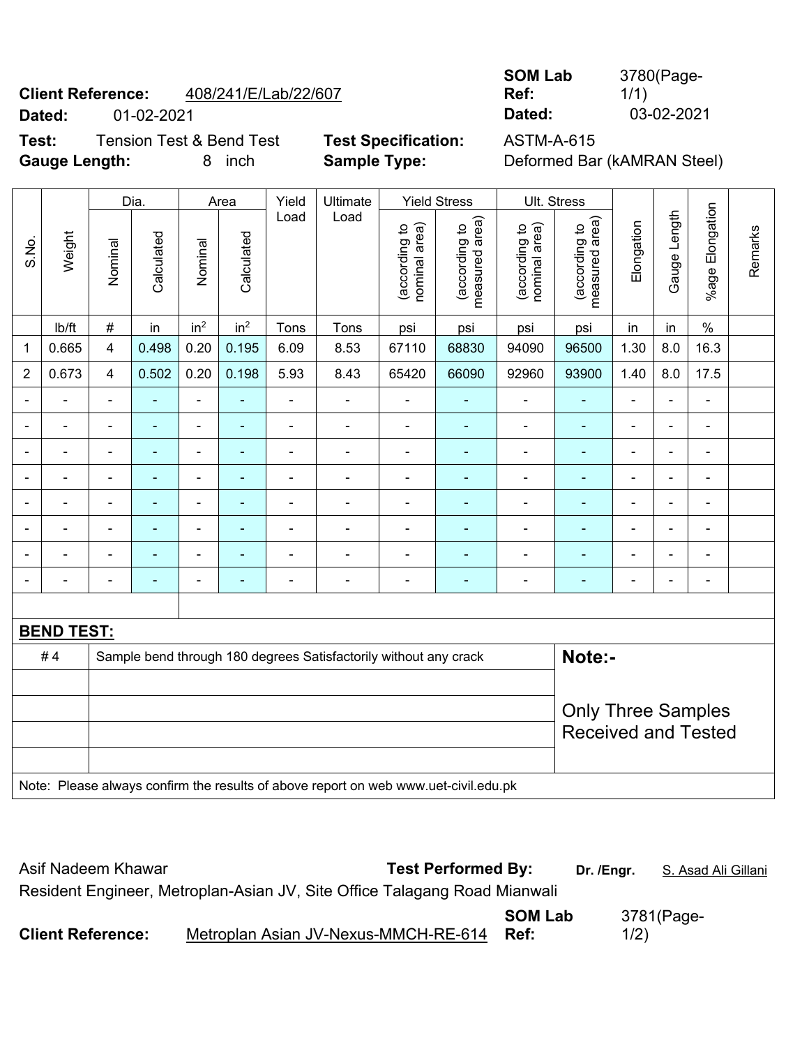**Client Reference:** 408/241/E/Lab/22/607 **SOM Lab Ref:** 3780(Page-1/1)

**Dated:** 01-02-2021 **Dated:** 03-02-2021

**Test:** Tension Test & Bend Test **Test Specification:** ASTM-A-615

**Gauge Length:** 8 inch **Sample Type:** Deformed Bar (kAMRAN Steel)

| S.No. | Weight | Dia. | | Area | | Yield Load | Ultimate Load | Yield Stress | | Ult. Stress | | Elongation | Gauge Length | %age Elongation | Remarks |
|---|---|---|---|---|---|---|---|---|---|---|---|---|---|---|---|
| | | Nominal | Calculated | Nominal | Calculated | | | (according to nominal area) | (according to measured area) | (according to nominal area) | (according to measured area) | | | | |
| | lb/ft | # | in | $in^2$ | $in^2$ | Tons | Tons | psi | psi | psi | psi | in | in | % | |
| 1 | 0.665 | 4 | 0.498 | 0.20 | 0.195 | 6.09 | 8.53 | 67110 | 68830 | 94090 | 96500 | 1.30 | 8.0 | 16.3 | |
| 2 | 0.673 | 4 | 0.502 | 0.20 | 0.198 | 5.93 | 8.43 | 65420 | 66090 | 92960 | 93900 | 1.40 | 8.0 | 17.5 | |
| - | - | - | - | - | - | - | - | - | - | - | - | - | - | - | |
| - | - | - | - | - | - | - | - | - | - | - | - | - | - | - | |
| - | - | - | - | - | - | - | - | - | - | - | - | - | - | - | |
| - | - | - | - | - | - | - | - | - | - | - | - | - | - | - | |
| - | - | - | - | - | - | - | - | - | - | - | - | - | - | - | |
| - | - | - | - | - | - | - | - | - | - | - | - | - | - | - | |
| - | - | - | - | - | - | - | - | - | - | - | - | - | - | - | |
| - | - | - | - | - | - | - | - | - | - | - | - | - | - | - | |

**BEND TEST:**

| | | |
|---|---|---|
| # 4 | Sample bend through 180 degrees Satisfactorily without any crack | **Note:-** Only Three Samples Received and Tested |

Note: Please always confirm the results of above report on web www.uet-civil.edu.pk

Asif Nadeem Khawar **Test Performed By:** **Dr. /Engr.** S. Asad Ali Gillani

Resident Engineer, Metroplan-Asian JV, Site Office Talagang Road Mianwali

**Client Reference:** Metroplan Asian JV-Nexus-MMCH-RE-614 **SOM Lab Ref:** 3781(Page-1/2)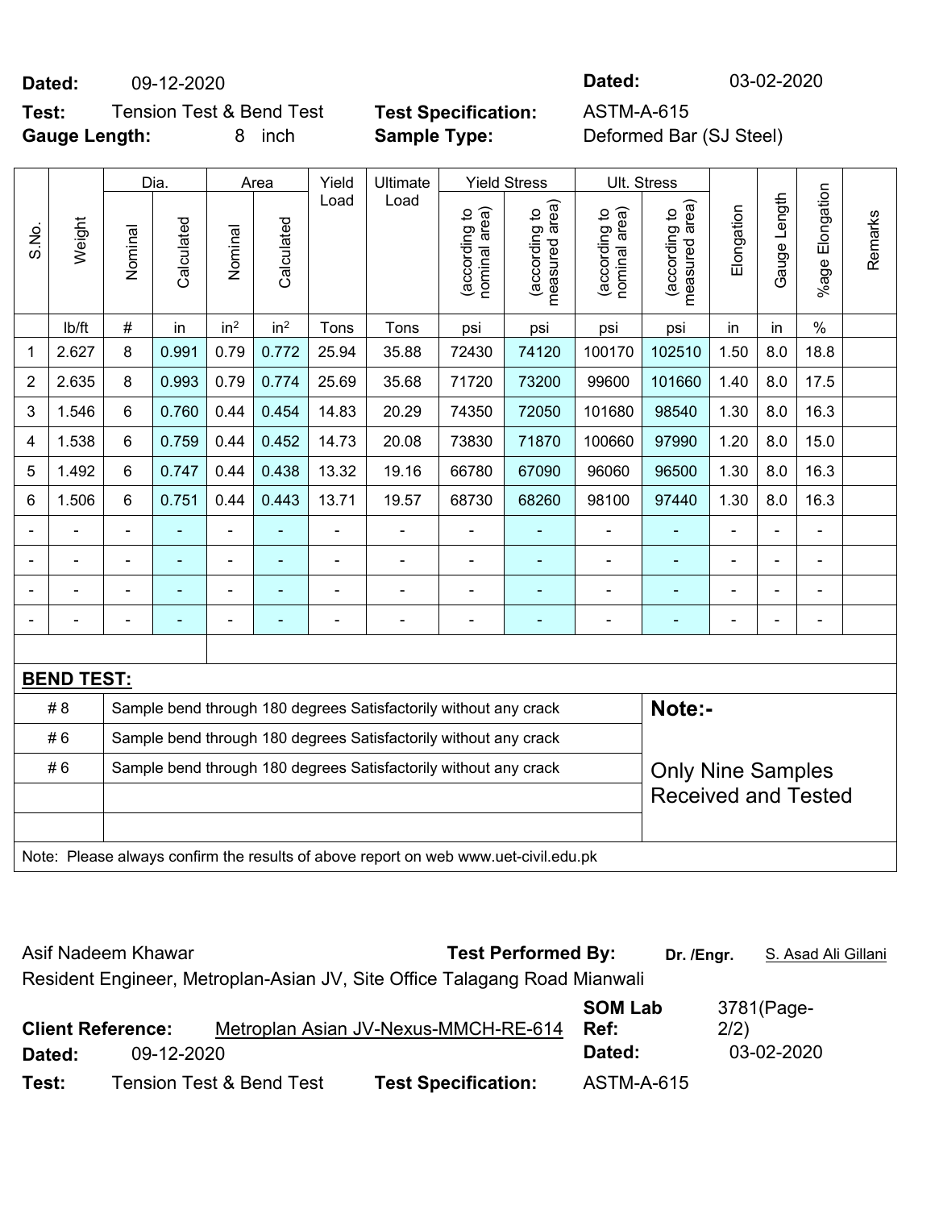**Dated:** 09-12-2020 **Dated:** 03-02-2020

**Test:** Tension Test & Bend Test **Test Specification:** ASTM-A-615

**Gauge Length:** 8 inch **Sample Type:** Deformed Bar (SJ Steel)

| S.No. | Weight | Dia. | | Area | | Yield Load | Ultimate Load | Yield Stress | | Ult. Stress | | Elongation | Gauge Length | %age Elongation | Remarks |
|---|---|---|---|---|---|---|---|---|---|---|---|---|---|---|---|
| | | Nominal | Calculated | Nominal | Calculated | | | (according to nominal area) | (according to measured area) | (according to nominal area) | (according to measured area) | | | | |
| | lb/ft | # | in | in² | in² | Tons | Tons | psi | psi | psi | psi | in | in | % | |
| 1 | 2.627 | 8 | 0.991 | 0.79 | 0.772 | 25.94 | 35.88 | 72430 | 74120 | 100170 | 102510 | 1.50 | 8.0 | 18.8 | |
| 2 | 2.635 | 8 | 0.993 | 0.79 | 0.774 | 25.69 | 35.68 | 71720 | 73200 | 99600 | 101660 | 1.40 | 8.0 | 17.5 | |
| 3 | 1.546 | 6 | 0.760 | 0.44 | 0.454 | 14.83 | 20.29 | 74350 | 72050 | 101680 | 98540 | 1.30 | 8.0 | 16.3 | |
| 4 | 1.538 | 6 | 0.759 | 0.44 | 0.452 | 14.73 | 20.08 | 73830 | 71870 | 100660 | 97990 | 1.20 | 8.0 | 15.0 | |
| 5 | 1.492 | 6 | 0.747 | 0.44 | 0.438 | 13.32 | 19.16 | 66780 | 67090 | 96060 | 96500 | 1.30 | 8.0 | 16.3 | |
| 6 | 1.506 | 6 | 0.751 | 0.44 | 0.443 | 13.71 | 19.57 | 68730 | 68260 | 98100 | 97440 | 1.30 | 8.0 | 16.3 | |
| - | - | - | - | - | - | - | - | - | - | - | - | - | - | - | |
| - | - | - | - | - | - | - | - | - | - | - | - | - | - | - | |
| - | - | - | - | - | - | - | - | - | - | - | - | - | - | - | |
| - | - | - | - | - | - | - | - | - | - | - | - | - | - | - | |

**BEND TEST:**

| | | |
|---|---|---|
| # 8 | Sample bend through 180 degrees Satisfactorily without any crack | **Note:-** |
| # 6 | Sample bend through 180 degrees Satisfactorily without any crack | |
| # 6 | Sample bend through 180 degrees Satisfactorily without any crack | Only Nine Samples Received and Tested |

Note: Please always confirm the results of above report on web www.uet-civil.edu.pk

Asif Nadeem Khawar **Test Performed By:** **Dr. /Engr.** S. Asad Ali Gillani

Resident Engineer, Metroplan-Asian JV, Site Office Talagang Road Mianwali

**Client Reference:** Metroplan Asian JV-Nexus-MMCH-RE-614 **SOM Lab Ref:** 3781(Page-2/2)

**Dated:** 09-12-2020 **Dated:** 03-02-2020

**Test:** Tension Test & Bend Test **Test Specification:** ASTM-A-615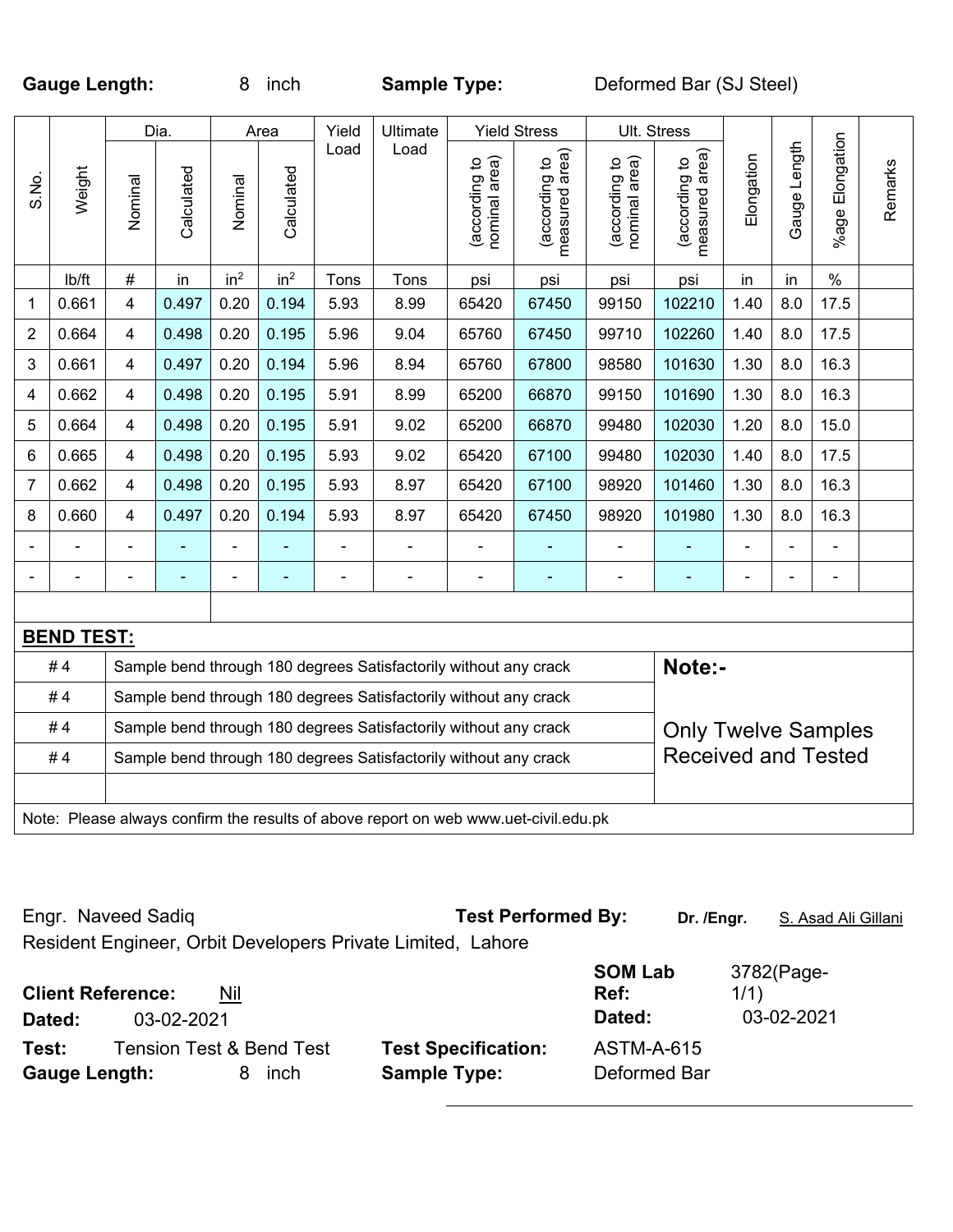**Gauge Length:** 8 inch **Sample Type:** Deformed Bar (SJ Steel)

| S.No. | Weight | Dia. | | Area | | Yield Load | Ultimate Load | Yield Stress | | Ult. Stress | | Elongation | Gauge Length | %age Elongation | Remarks |
|---|---|---|---|---|---|---|---|---|---|---|---|---|---|---|---|
| | | Nominal | Calculated | Nominal | Calculated | | | (according to nominal area) | (according to measured area) | (according to nominal area) | (according to measured area) | | | | |
| | lb/ft | # | in | in$^2$ | in$^2$ | Tons | Tons | psi | psi | psi | psi | in | in | % | |
| 1 | 0.661 | 4 | 0.497 | 0.20 | 0.194 | 5.93 | 8.99 | 65420 | 67450 | 99150 | 102210 | 1.40 | 8.0 | 17.5 | |
| 2 | 0.664 | 4 | 0.498 | 0.20 | 0.195 | 5.96 | 9.04 | 65760 | 67450 | 99710 | 102260 | 1.40 | 8.0 | 17.5 | |
| 3 | 0.661 | 4 | 0.497 | 0.20 | 0.194 | 5.96 | 8.94 | 65760 | 67800 | 98580 | 101630 | 1.30 | 8.0 | 16.3 | |
| 4 | 0.662 | 4 | 0.498 | 0.20 | 0.195 | 5.91 | 8.99 | 65200 | 66870 | 99150 | 101690 | 1.30 | 8.0 | 16.3 | |
| 5 | 0.664 | 4 | 0.498 | 0.20 | 0.195 | 5.91 | 9.02 | 65200 | 66870 | 99480 | 102030 | 1.20 | 8.0 | 15.0 | |
| 6 | 0.665 | 4 | 0.498 | 0.20 | 0.195 | 5.93 | 9.02 | 65420 | 67100 | 99480 | 102030 | 1.40 | 8.0 | 17.5 | |
| 7 | 0.662 | 4 | 0.498 | 0.20 | 0.195 | 5.93 | 8.97 | 65420 | 67100 | 98920 | 101460 | 1.30 | 8.0 | 16.3 | |
| 8 | 0.660 | 4 | 0.497 | 0.20 | 0.194 | 5.93 | 8.97 | 65420 | 67450 | 98920 | 101980 | 1.30 | 8.0 | 16.3 | |
| - | - | - | - | - | - | - | - | - | - | - | - | - | - | - | |
| - | - | - | - | - | - | - | - | - | - | - | - | - | - | - | |

**BEND TEST:**

| | | |
|---|---|---|
| # 4 | Sample bend through 180 degrees Satisfactorily without any crack | **Note:-** |
| # 4 | Sample bend through 180 degrees Satisfactorily without any crack | |
| # 4 | Sample bend through 180 degrees Satisfactorily without any crack | Only Twelve Samples Received and Tested |
| # 4 | Sample bend through 180 degrees Satisfactorily without any crack | |

Note: Please always confirm the results of above report on web www.uet-civil.edu.pk

Engr. Naveed Sadiq
Resident Engineer, Orbit Developers Private Limited, Lahore

**Test Performed By:** **Dr. /Engr.** S. Asad Ali Gillani

**Client Reference:** Nil
**Dated:** 03-02-2021

**SOM Lab Ref:** 3782(Page-1/1)
**Dated:** 03-02-2021

**Test:** Tension Test & Bend Test
**Gauge Length:** 8 inch

**Test Specification:** ASTM-A-615
**Sample Type:** Deformed Bar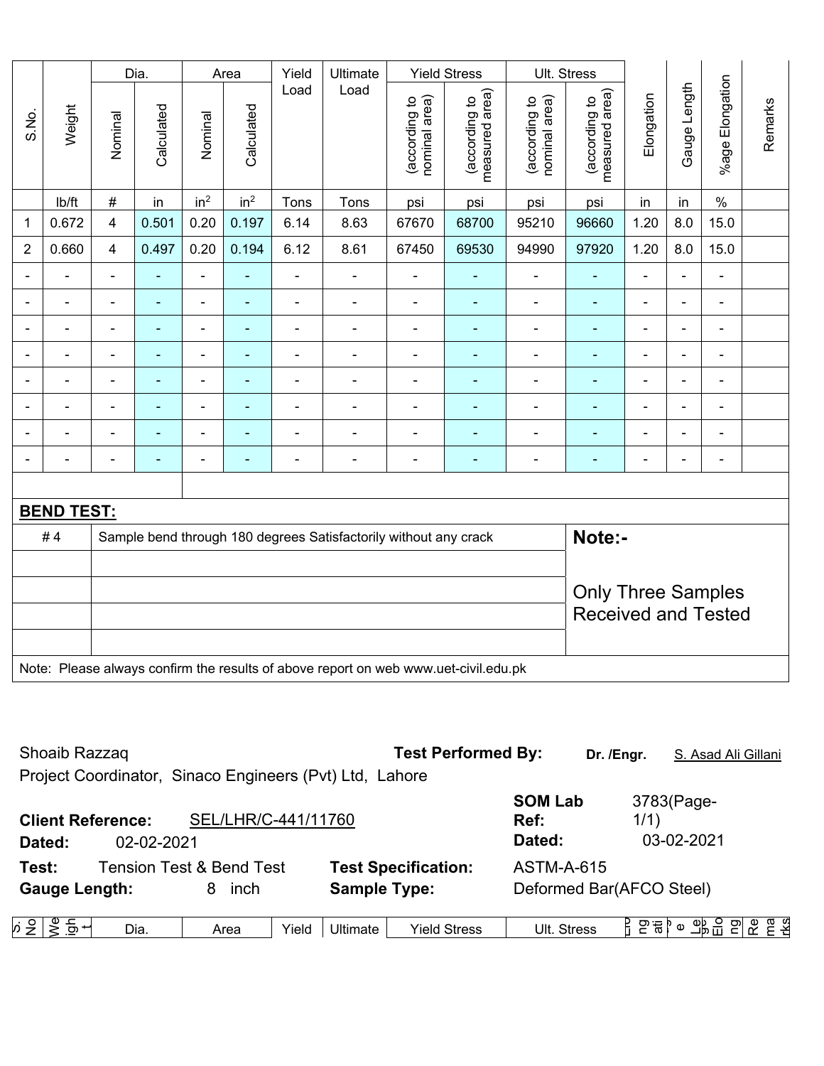| S.No. | Weight | Dia. | | Area | | Yield Load | Ultimate Load | Yield Stress | | Ult. Stress | | Elongation | Gauge Length | %age Elongation | Remarks |
|---|---|---|---|---|---|---|---|---|---|---|---|---|---|---|---|
| | | Nominal | Calculated | Nominal | Calculated | | | (according to nominal area) | (according to measured area) | (according to nominal area) | (according to measured area) | | | | |
| | lb/ft | # | in | in$^2$ | in$^2$ | Tons | Tons | psi | psi | psi | psi | in | in | % | |
| 1 | 0.672 | 4 | 0.501 | 0.20 | 0.197 | 6.14 | 8.63 | 67670 | 68700 | 95210 | 96660 | 1.20 | 8.0 | 15.0 | |
| 2 | 0.660 | 4 | 0.497 | 0.20 | 0.194 | 6.12 | 8.61 | 67450 | 69530 | 94990 | 97920 | 1.20 | 8.0 | 15.0 | |
| - | - | - | - | - | - | - | - | - | - | - | - | - | - | - | |
| - | - | - | - | - | - | - | - | - | - | - | - | - | - | - | |
| - | - | - | - | - | - | - | - | - | - | - | - | - | - | - | |
| - | - | - | - | - | - | - | - | - | - | - | - | - | - | - | |
| - | - | - | - | - | - | - | - | - | - | - | - | - | - | - | |
| - | - | - | - | - | - | - | - | - | - | - | - | - | - | - | |
| - | - | - | - | - | - | - | - | - | - | - | - | - | - | - | |
| - | - | - | - | - | - | - | - | - | - | - | - | - | - | - | |

**BEND TEST:**

| | | |
|---|---|---|
| # 4 | Sample bend through 180 degrees Satisfactorily without any crack | **Note:-** Only Three Samples Received and Tested |
| | | |
| | | |
| | | |
| | | |

Note: Please always confirm the results of above report on web www.uet-civil.edu.pk

Shoaib Razzaq
Project Coordinator, Sinaco Engineers (Pvt) Ltd, Lahore

**Test Performed By:** **Dr. /Engr.** S. Asad Ali Gillani

**Client Reference:** SEL/LHR/C-441/11760
**Dated:** 02-02-2021

**SOM Lab Ref:** 3783(Page-1/1)
**Dated:** 03-02-2021

**Test:** Tension Test & Bend Test
**Gauge Length:** 8 inch

**Test Specification:** ASTM-A-615
**Sample Type:** Deformed Bar(AFCO Steel)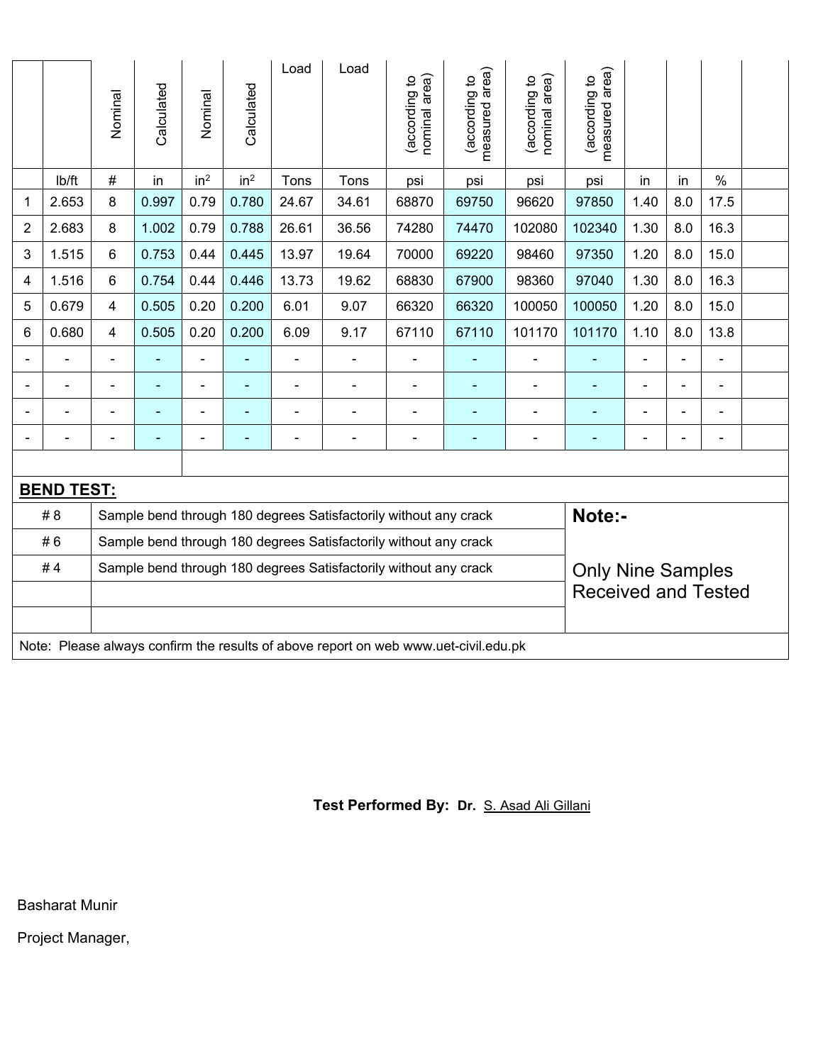|  |  | Nominal | Calculated | Nominal | Calculated | Load | Load | (according to nominal area) | (according to measured area) | (according to nominal area) | (according to measured area) |  |  |  |  |
|---|---|---|---|---|---|---|---|---|---|---|---|---|---|---|---|
|  | lb/ft | # | in | in² | in² | Tons | Tons | psi | psi | psi | psi | in | in | % |  |
| 1 | 2.653 | 8 | 0.997 | 0.79 | 0.780 | 24.67 | 34.61 | 68870 | 69750 | 96620 | 97850 | 1.40 | 8.0 | 17.5 |  |
| 2 | 2.683 | 8 | 1.002 | 0.79 | 0.788 | 26.61 | 36.56 | 74280 | 74470 | 102080 | 102340 | 1.30 | 8.0 | 16.3 |  |
| 3 | 1.515 | 6 | 0.753 | 0.44 | 0.445 | 13.97 | 19.64 | 70000 | 69220 | 98460 | 97350 | 1.20 | 8.0 | 15.0 |  |
| 4 | 1.516 | 6 | 0.754 | 0.44 | 0.446 | 13.73 | 19.62 | 68830 | 67900 | 98360 | 97040 | 1.30 | 8.0 | 16.3 |  |
| 5 | 0.679 | 4 | 0.505 | 0.20 | 0.200 | 6.01 | 9.07 | 66320 | 66320 | 100050 | 100050 | 1.20 | 8.0 | 15.0 |  |
| 6 | 0.680 | 4 | 0.505 | 0.20 | 0.200 | 6.09 | 9.17 | 67110 | 67110 | 101170 | 101170 | 1.10 | 8.0 | 13.8 |  |
| - | - | - | - | - | - | - | - | - | - | - | - | - | - | - |  |
| - | - | - | - | - | - | - | - | - | - | - | - | - | - | - |  |
| - | - | - | - | - | - | - | - | - | - | - | - | - | - | - |  |
| - | - | - | - | - | - | - | - | - | - | - | - | - | - | - |  |

**BEND TEST:**

| Size | Result | Note:- |
|---|---|---|
| # 8 | Sample bend through 180 degrees Satisfactorily without any crack | Only Nine Samples Received and Tested |
| # 6 | Sample bend through 180 degrees Satisfactorily without any crack | |
| # 4 | Sample bend through 180 degrees Satisfactorily without any crack | |

Note: Please always confirm the results of above report on web www.uet-civil.edu.pk

**Test Performed By: Dr.** S. Asad Ali Gillani

Basharat Munir

Project Manager,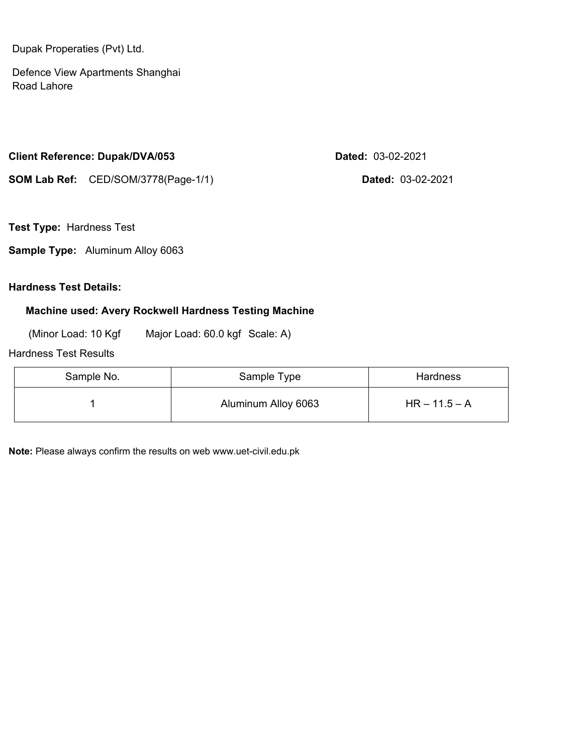Dupak Properaties (Pvt) Ltd.

Defence View Apartments Shanghai Road Lahore

**Client Reference: Dupak/DVA/053** **Dated:** 03-02-2021

**SOM Lab Ref:** CED/SOM/3778(Page-1/1) **Dated:** 03-02-2021

**Test Type:** Hardness Test

**Sample Type:** Aluminum Alloy 6063

**Hardness Test Details:**

**Machine used: Avery Rockwell Hardness Testing Machine**

(Minor Load: 10 Kgf Major Load: 60.0 kgf Scale: A)

Hardness Test Results

| Sample No. | Sample Type | Hardness |
| --- | --- | --- |
| 1 | Aluminum Alloy 6063 | HR – 11.5 – A |

**Note:** Please always confirm the results on web www.uet-civil.edu.pk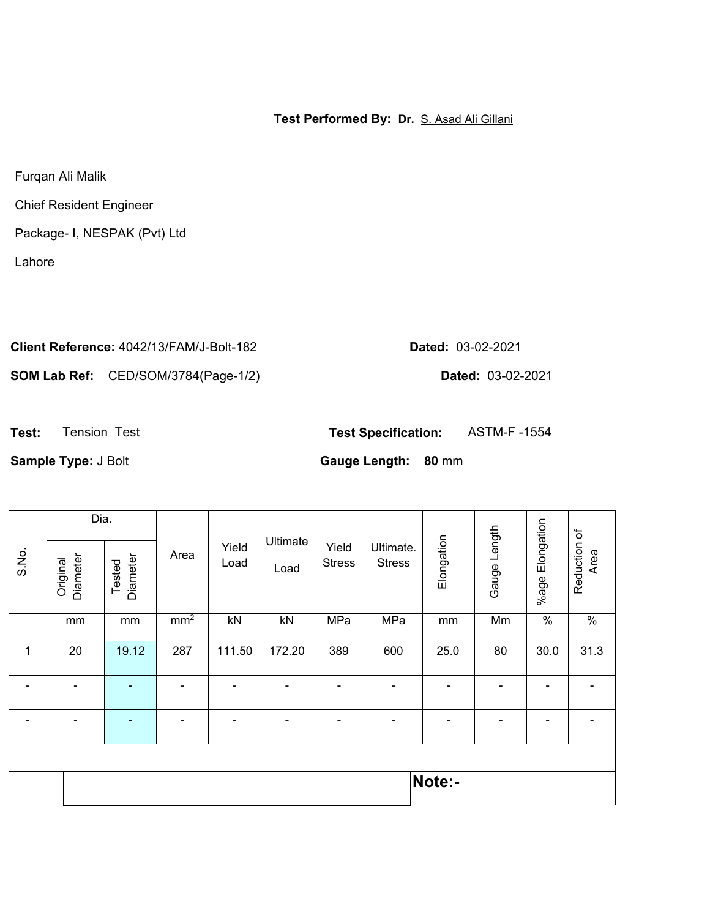**Test Performed By: Dr.** S. Asad Ali Gillani

Furqan Ali Malik

Chief Resident Engineer

Package- I, NESPAK (Pvt) Ltd

Lahore

**Client Reference:** 4042/13/FAM/J-Bolt-182 **Dated:** 03-02-2021

**SOM Lab Ref:** CED/SOM/3784(Page-1/2) **Dated:** 03-02-2021

**Test:** Tension Test **Test Specification:** ASTM-F -1554

**Sample Type:** J Bolt **Gauge Length:** **80** mm

| S.No. | Dia. | | Area | Yield Load | Ultimate Load | Yield Stress | Ultimate. Stress | Elongation | Gauge Length | %age Elongation | Reduction of Area |
|---|---|---|---|---|---|---|---|---|---|---|---|
| | Original Diameter | Tested Diameter | | | | | | | | | |
| | mm | mm | mm$^2$ | kN | kN | MPa | MPa | mm | Mm | % | % |
| 1 | 20 | 19.12 | 287 | 111.50 | 172.20 | 389 | 600 | 25.0 | 80 | 30.0 | 31.3 |
| - | - | - | - | - | - | - | - | - | - | - | - |
| - | - | - | - | - | - | - | - | - | - | - | - |

**Note:-**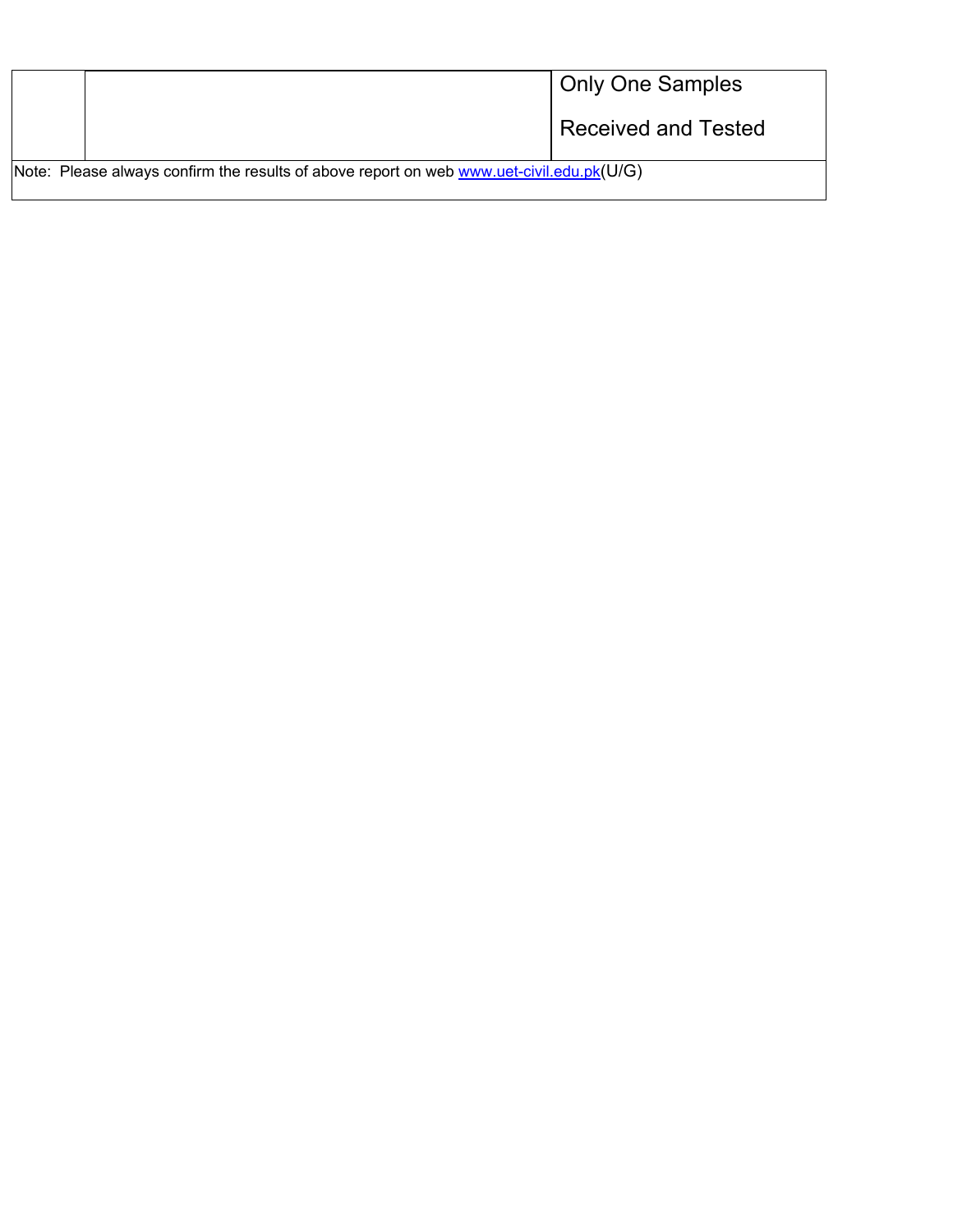| | | Only One Samples<br><br>Received and Tested |
|---|---|---|
| Note: Please always confirm the results of above report on web www.uet-civil.edu.pk(U/G) | | |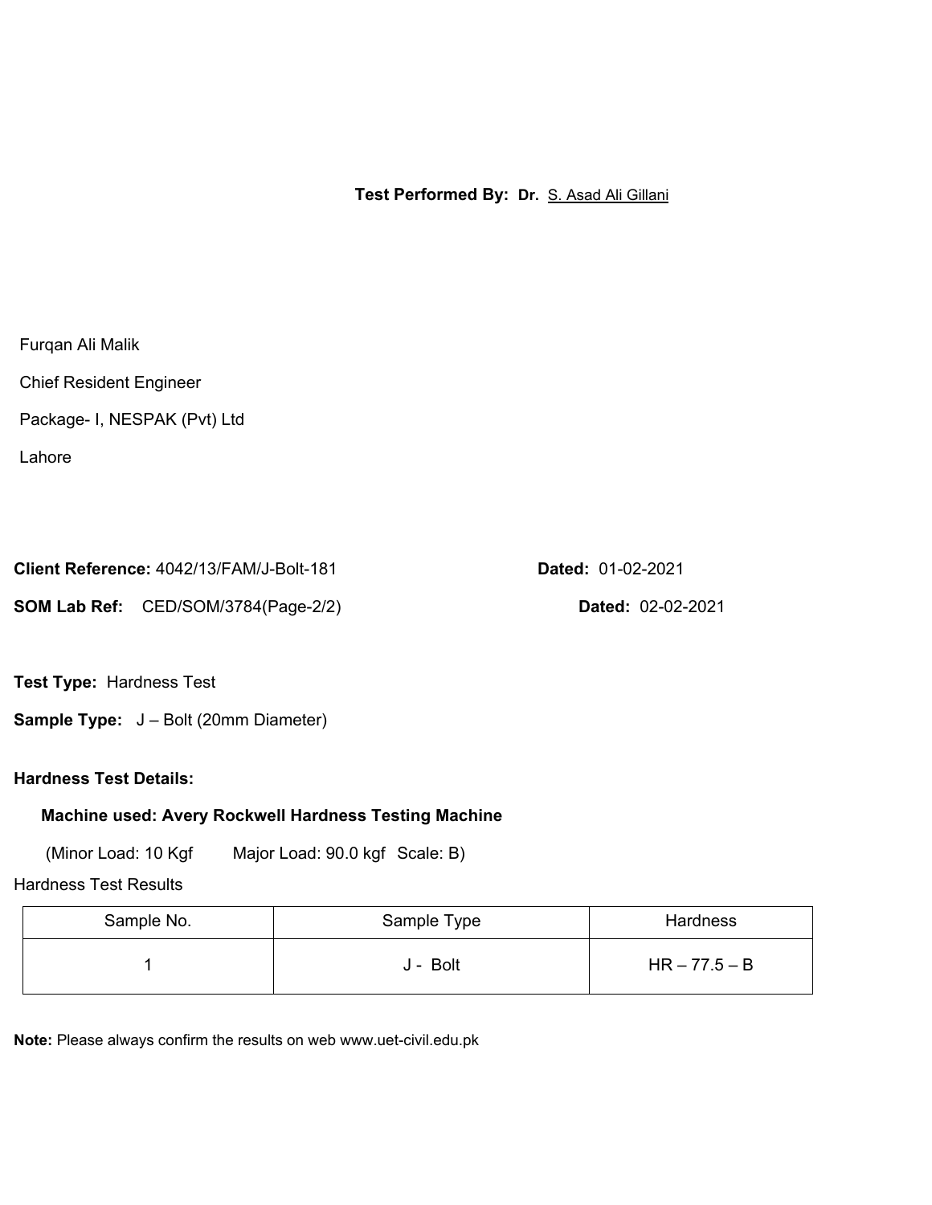**Test Performed By:** **Dr.** S. Asad Ali Gillani

Furqan Ali Malik

Chief Resident Engineer

Package- I, NESPAK (Pvt) Ltd

Lahore

**Client Reference:** 4042/13/FAM/J-Bolt-181 **Dated:** 01-02-2021

**SOM Lab Ref:** CED/SOM/3784(Page-2/2) **Dated:** 02-02-2021

**Test Type:** Hardness Test

**Sample Type:** J – Bolt (20mm Diameter)

**Hardness Test Details:**

**Machine used: Avery Rockwell Hardness Testing Machine**

(Minor Load: 10 Kgf Major Load: 90.0 kgf Scale: B)

Hardness Test Results

| Sample No. | Sample Type | Hardness |
|---|---|---|
| 1 | J - Bolt | HR – 77.5 – B |

**Note:** Please always confirm the results on web www.uet-civil.edu.pk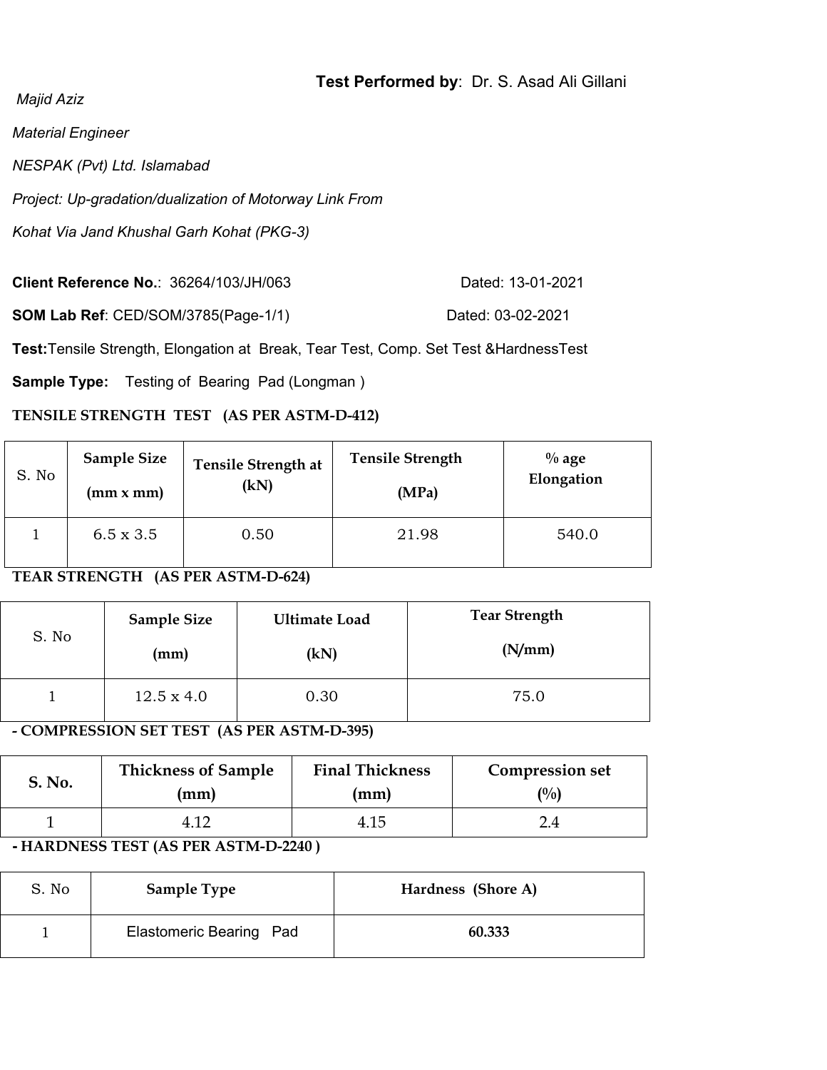**Test Performed by**: Dr. S. Asad Ali Gillani

*Majid Aziz*

*Material Engineer*

*NESPAK (Pvt) Ltd. Islamabad*

*Project: Up-gradation/dualization of Motorway Link From*

*Kohat Via Jand Khushal Garh Kohat (PKG-3)*

**Client Reference No.**: 36264/103/JH/063 Dated: 13-01-2021

**SOM Lab Ref**: CED/SOM/3785(Page-1/1) Dated: 03-02-2021

**Test:**Tensile Strength, Elongation at Break, Tear Test, Comp. Set Test &HardnessTest

**Sample Type:** Testing of Bearing Pad (Longman )

**TENSILE STRENGTH TEST (AS PER ASTM-D-412)**

| S. No | Sample Size (mm x mm) | Tensile Strength at (kN) | Tensile Strength (MPa) | % age Elongation |
|---|---|---|---|---|
| 1 | 6.5 x 3.5 | 0.50 | 21.98 | 540.0 |

**TEAR STRENGTH (AS PER ASTM-D-624)**

| S. No | Sample Size (mm) | Ultimate Load (kN) | Tear Strength (N/mm) |
|---|---|---|---|
| 1 | 12.5 x 4.0 | 0.30 | 75.0 |

**- COMPRESSION SET TEST (AS PER ASTM-D-395)**

| S. No. | Thickness of Sample (mm) | Final Thickness (mm) | Compression set (%) |
|---|---|---|---|
| 1 | 4.12 | 4.15 | 2.4 |

**- HARDNESS TEST (AS PER ASTM-D-2240 )**

| S. No | Sample Type | Hardness (Shore A) |
|---|---|---|
| 1 | Elastomeric Bearing Pad | 60.333 |